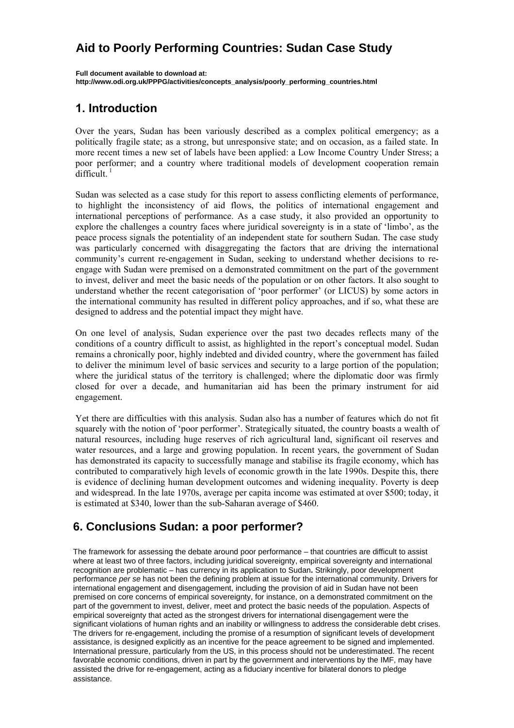# Aid to Poorly Performing Countries: Sudan Case Study

**Full document available to download at:**
**http://www.odi.org.uk/PPPG/activities/concepts_analysis/poorly_performing_countries.html**

## 1. Introduction

Over the years, Sudan has been variously described as a complex political emergency; as a politically fragile state; as a strong, but unresponsive state; and on occasion, as a failed state. In more recent times a new set of labels have been applied: a Low Income Country Under Stress; a poor performer; and a country where traditional models of development cooperation remain difficult. [1]

Sudan was selected as a case study for this report to assess conflicting elements of performance, to highlight the inconsistency of aid flows, the politics of international engagement and international perceptions of performance. As a case study, it also provided an opportunity to explore the challenges a country faces where juridical sovereignty is in a state of 'limbo', as the peace process signals the potentiality of an independent state for southern Sudan. The case study was particularly concerned with disaggregating the factors that are driving the international community's current re-engagement in Sudan, seeking to understand whether decisions to re-engage with Sudan were premised on a demonstrated commitment on the part of the government to invest, deliver and meet the basic needs of the population or on other factors. It also sought to understand whether the recent categorisation of 'poor performer' (or LICUS) by some actors in the international community has resulted in different policy approaches, and if so, what these are designed to address and the potential impact they might have.

On one level of analysis, Sudan experience over the past two decades reflects many of the conditions of a country difficult to assist, as highlighted in the report's conceptual model. Sudan remains a chronically poor, highly indebted and divided country, where the government has failed to deliver the minimum level of basic services and security to a large portion of the population; where the juridical status of the territory is challenged; where the diplomatic door was firmly closed for over a decade, and humanitarian aid has been the primary instrument for aid engagement.

Yet there are difficulties with this analysis. Sudan also has a number of features which do not fit squarely with the notion of 'poor performer'. Strategically situated, the country boasts a wealth of natural resources, including huge reserves of rich agricultural land, significant oil reserves and water resources, and a large and growing population. In recent years, the government of Sudan has demonstrated its capacity to successfully manage and stabilise its fragile economy, which has contributed to comparatively high levels of economic growth in the late 1990s. Despite this, there is evidence of declining human development outcomes and widening inequality. Poverty is deep and widespread. In the late 1970s, average per capita income was estimated at over \$500; today, it is estimated at \$340, lower than the sub-Saharan average of \$460.

## 6. Conclusions Sudan: a poor performer?

The framework for assessing the debate around poor performance – that countries are difficult to assist where at least two of three factors, including juridical sovereignty, empirical sovereignty and international recognition are problematic – has currency in its application to Sudan**.** Strikingly, poor development performance *per se* has not been the defining problem at issue for the international community. Drivers for international engagement and disengagement, including the provision of aid in Sudan have not been premised on core concerns of empirical sovereignty, for instance, on a demonstrated commitment on the part of the government to invest, deliver, meet and protect the basic needs of the population. Aspects of empirical sovereignty that acted as the strongest drivers for international disengagement were the significant violations of human rights and an inability or willingness to address the considerable debt crises. The drivers for re-engagement, including the promise of a resumption of significant levels of development assistance, is designed explicitly as an incentive for the peace agreement to be signed and implemented. International pressure, particularly from the US, in this process should not be underestimated. The recent favorable economic conditions, driven in part by the government and interventions by the IMF, may have assisted the drive for re-engagement, acting as a fiduciary incentive for bilateral donors to pledge assistance.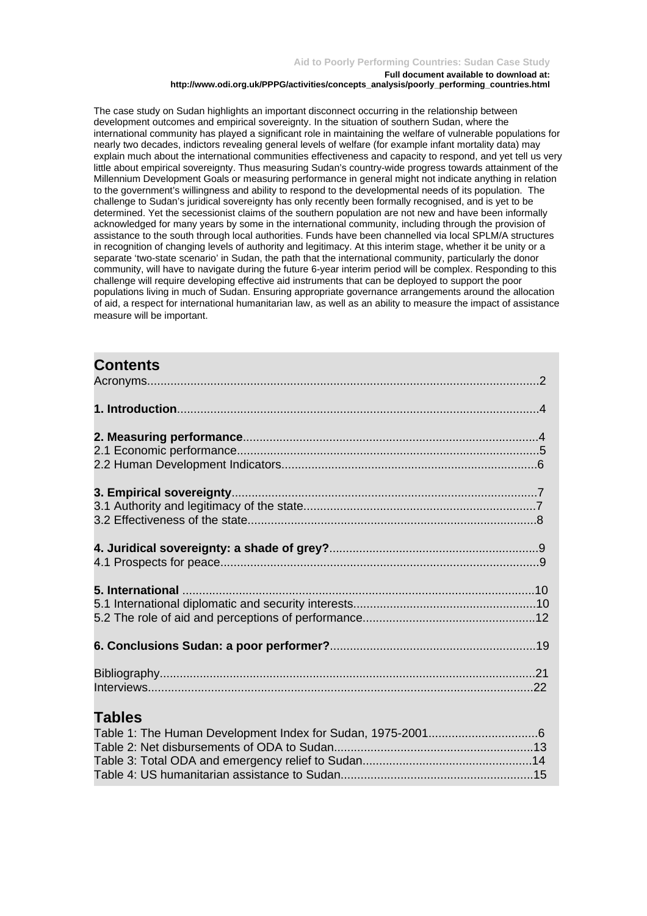Aid to Poorly Performing Countries: Sudan Case Study

**Full document available to download at:**
**http://www.odi.org.uk/PPPG/activities/concepts_analysis/poorly_performing_countries.html**

The case study on Sudan highlights an important disconnect occurring in the relationship between development outcomes and empirical sovereignty. In the situation of southern Sudan, where the international community has played a significant role in maintaining the welfare of vulnerable populations for nearly two decades, indictors revealing general levels of welfare (for example infant mortality data) may explain much about the international communities effectiveness and capacity to respond, and yet tell us very little about empirical sovereignty. Thus measuring Sudan's country-wide progress towards attainment of the Millennium Development Goals or measuring performance in general might not indicate anything in relation to the government's willingness and ability to respond to the developmental needs of its population. The challenge to Sudan's juridical sovereignty has only recently been formally recognised, and is yet to be determined. Yet the secessionist claims of the southern population are not new and have been informally acknowledged for many years by some in the international community, including through the provision of assistance to the south through local authorities. Funds have been channelled via local SPLM/A structures in recognition of changing levels of authority and legitimacy. At this interim stage, whether it be unity or a separate 'two-state scenario' in Sudan, the path that the international community, particularly the donor community, will have to navigate during the future 6-year interim period will be complex. Responding to this challenge will require developing effective aid instruments that can be deployed to support the poor populations living in much of Sudan. Ensuring appropriate governance arrangements around the allocation of aid, a respect for international humanitarian law, as well as an ability to measure the impact of assistance measure will be important.

## Contents

Acronyms....................2

**1. Introduction**....................4

**2. Measuring performance**....................4
2.1 Economic performance....................5
2.2 Human Development Indicators....................6

**3. Empirical sovereignty**....................7
3.1 Authority and legitimacy of the state....................7
3.2 Effectiveness of the state....................8

**4. Juridical sovereignty: a shade of grey?**....................9
4.1 Prospects for peace....................9

**5. International** ....................10
5.1 International diplomatic and security interests....................10
5.2 The role of aid and perceptions of performance....................12

**6. Conclusions Sudan: a poor performer?**....................19

Bibliography....................21
Interviews....................22

## Tables

Table 1: The Human Development Index for Sudan, 1975-2001....................6
Table 2: Net disbursements of ODA to Sudan....................13
Table 3: Total ODA and emergency relief to Sudan....................14
Table 4: US humanitarian assistance to Sudan....................15